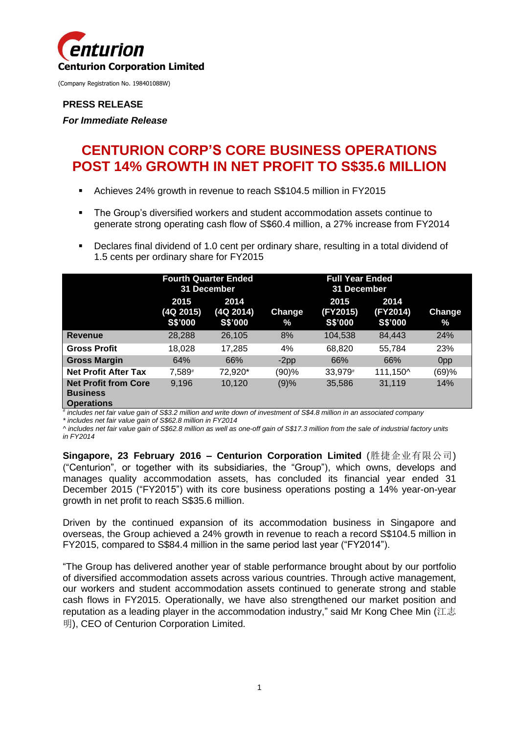**Centurion Corporation Limited**

(Company Registration No. 198401088W)

**PRESS RELEASE**

***For Immediate Release***

# CENTURION CORP'S CORE BUSINESS OPERATIONS POST 14% GROWTH IN NET PROFIT TO S$35.6 MILLION

- Achieves 24% growth in revenue to reach S$104.5 million in FY2015
- The Group's diversified workers and student accommodation assets continue to generate strong operating cash flow of S$60.4 million, a 27% increase from FY2014
- Declares final dividend of 1.0 cent per ordinary share, resulting in a total dividend of 1.5 cents per ordinary share for FY2015

| | Fourth Quarter Ended 31 December | | | Full Year Ended 31 December | | |
|---|---|---|---|---|---|---|
| | 2015 (4Q 2015) S$'000 | 2014 (4Q 2014) S$'000 | Change % | 2015 (FY2015) S$'000 | 2014 (FY2014) S$'000 | Change % |
| **Revenue** | 28,288 | 26,105 | 8% | 104,538 | 84,443 | 24% |
| **Gross Profit** | 18,028 | 17,285 | 4% | 68,820 | 55,784 | 23% |
| **Gross Margin** | 64% | 66% | -2pp | 66% | 66% | 0pp |
| **Net Profit After Tax** | 7,589# | 72,920* | (90)% | 33,979# | 111,150^ | (69)% |
| **Net Profit from Core Business Operations** | 9,196 | 10,120 | (9)% | 35,586 | 31,119 | 14% |

*# includes net fair value gain of S$3.2 million and write down of investment of S$4.8 million in an associated company*

** includes net fair value gain of S$62.8 million in FY2014*

*^ includes net fair value gain of S$62.8 million as well as one-off gain of S$17.3 million from the sale of industrial factory units in FY2014*

**Singapore, 23 February 2016 – Centurion Corporation Limited** (胜捷企业有限公司) ("Centurion", or together with its subsidiaries, the "Group"), which owns, develops and manages quality accommodation assets, has concluded its financial year ended 31 December 2015 ("FY2015") with its core business operations posting a 14% year-on-year growth in net profit to reach S$35.6 million.

Driven by the continued expansion of its accommodation business in Singapore and overseas, the Group achieved a 24% growth in revenue to reach a record S$104.5 million in FY2015, compared to S$84.4 million in the same period last year ("FY2014").

"The Group has delivered another year of stable performance brought about by our portfolio of diversified accommodation assets across various countries. Through active management, our workers and student accommodation assets continued to generate strong and stable cash flows in FY2015. Operationally, we have also strengthened our market position and reputation as a leading player in the accommodation industry," said Mr Kong Chee Min (江志明), CEO of Centurion Corporation Limited.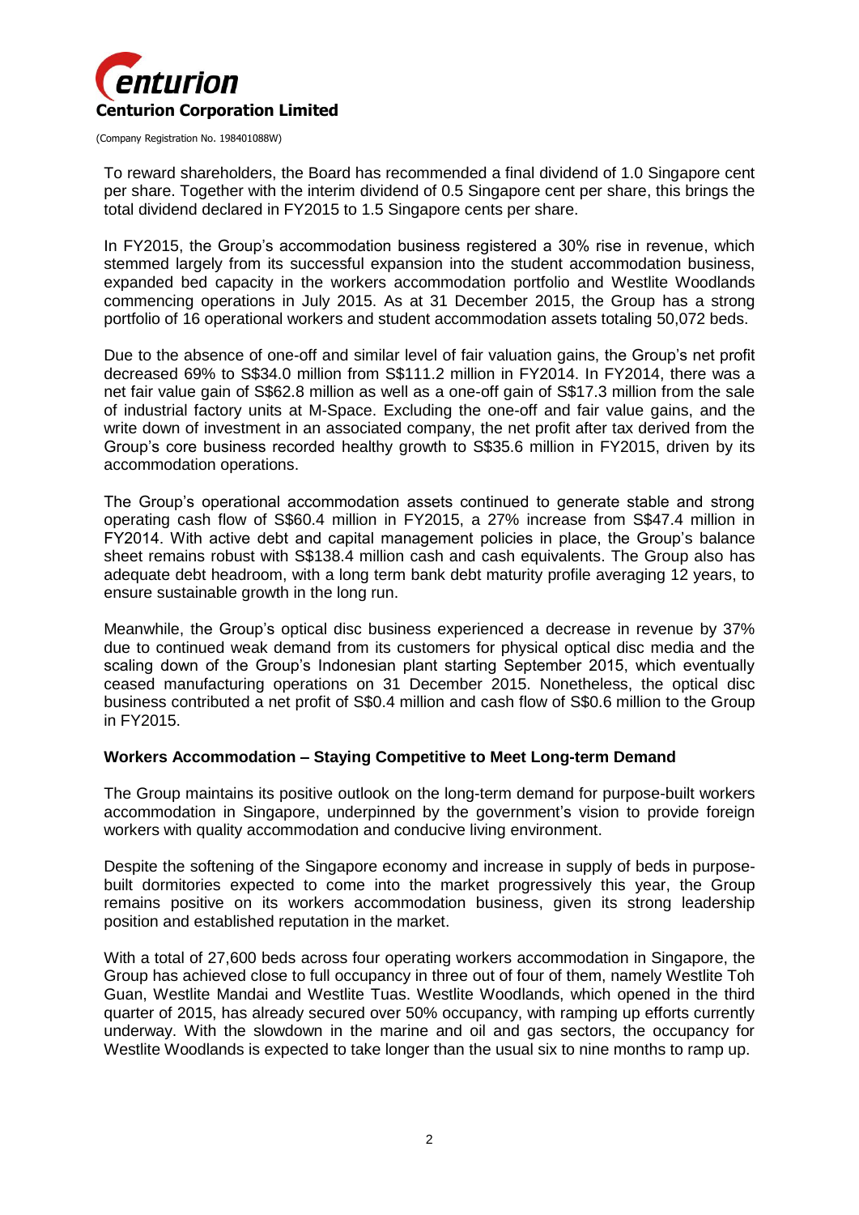To reward shareholders, the Board has recommended a final dividend of 1.0 Singapore cent per share. Together with the interim dividend of 0.5 Singapore cent per share, this brings the total dividend declared in FY2015 to 1.5 Singapore cents per share.

In FY2015, the Group's accommodation business registered a 30% rise in revenue, which stemmed largely from its successful expansion into the student accommodation business, expanded bed capacity in the workers accommodation portfolio and Westlite Woodlands commencing operations in July 2015. As at 31 December 2015, the Group has a strong portfolio of 16 operational workers and student accommodation assets totaling 50,072 beds.

Due to the absence of one-off and similar level of fair valuation gains, the Group's net profit decreased 69% to S$34.0 million from S$111.2 million in FY2014. In FY2014, there was a net fair value gain of S$62.8 million as well as a one-off gain of S$17.3 million from the sale of industrial factory units at M-Space. Excluding the one-off and fair value gains, and the write down of investment in an associated company, the net profit after tax derived from the Group's core business recorded healthy growth to S$35.6 million in FY2015, driven by its accommodation operations.

The Group's operational accommodation assets continued to generate stable and strong operating cash flow of S$60.4 million in FY2015, a 27% increase from S$47.4 million in FY2014. With active debt and capital management policies in place, the Group's balance sheet remains robust with S$138.4 million cash and cash equivalents. The Group also has adequate debt headroom, with a long term bank debt maturity profile averaging 12 years, to ensure sustainable growth in the long run.

Meanwhile, the Group's optical disc business experienced a decrease in revenue by 37% due to continued weak demand from its customers for physical optical disc media and the scaling down of the Group's Indonesian plant starting September 2015, which eventually ceased manufacturing operations on 31 December 2015. Nonetheless, the optical disc business contributed a net profit of S$0.4 million and cash flow of S$0.6 million to the Group in FY2015.

**Workers Accommodation – Staying Competitive to Meet Long-term Demand**

The Group maintains its positive outlook on the long-term demand for purpose-built workers accommodation in Singapore, underpinned by the government's vision to provide foreign workers with quality accommodation and conducive living environment.

Despite the softening of the Singapore economy and increase in supply of beds in purpose-built dormitories expected to come into the market progressively this year, the Group remains positive on its workers accommodation business, given its strong leadership position and established reputation in the market.

With a total of 27,600 beds across four operating workers accommodation in Singapore, the Group has achieved close to full occupancy in three out of four of them, namely Westlite Toh Guan, Westlite Mandai and Westlite Tuas. Westlite Woodlands, which opened in the third quarter of 2015, has already secured over 50% occupancy, with ramping up efforts currently underway. With the slowdown in the marine and oil and gas sectors, the occupancy for Westlite Woodlands is expected to take longer than the usual six to nine months to ramp up.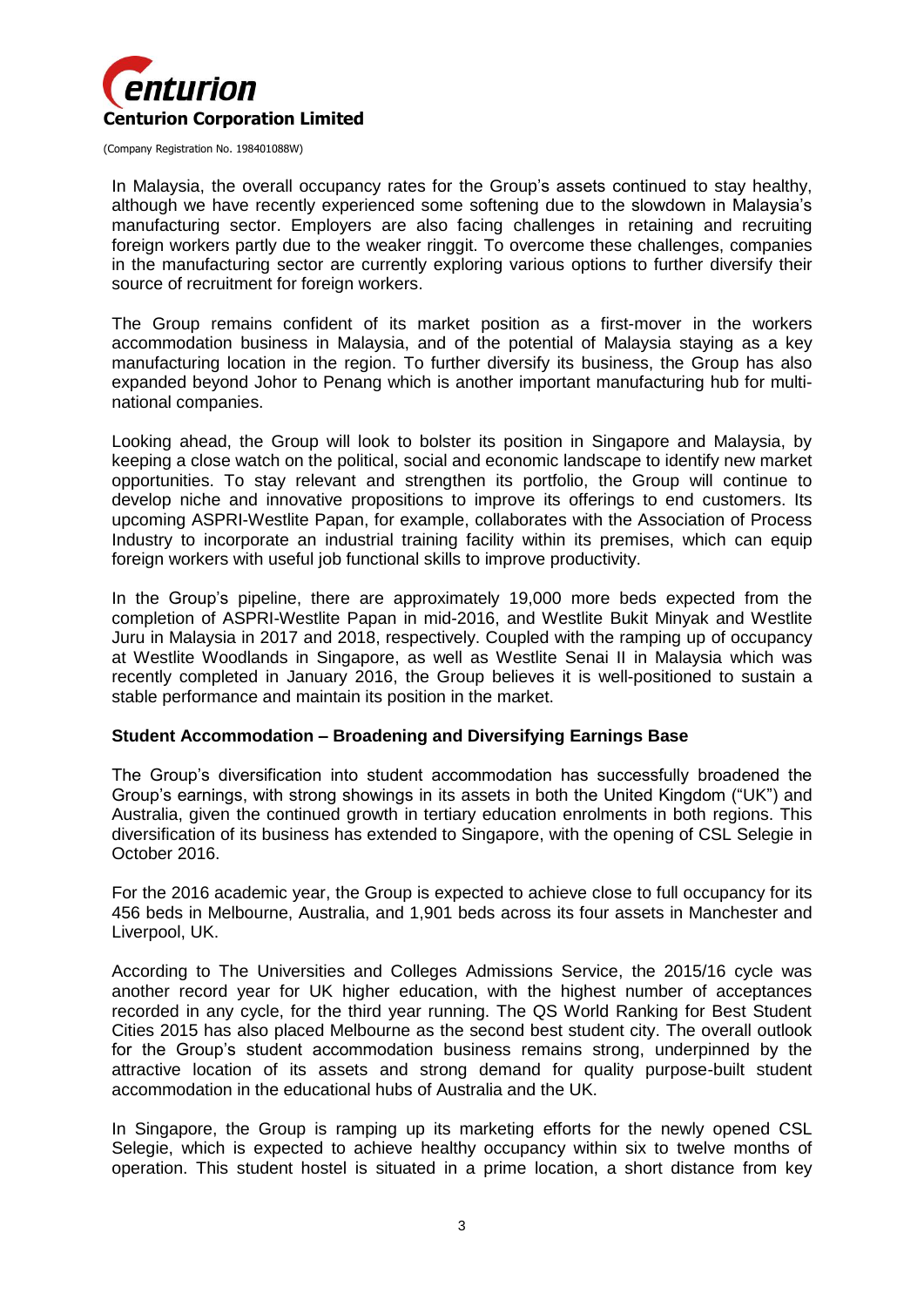In Malaysia, the overall occupancy rates for the Group's assets continued to stay healthy, although we have recently experienced some softening due to the slowdown in Malaysia's manufacturing sector. Employers are also facing challenges in retaining and recruiting foreign workers partly due to the weaker ringgit. To overcome these challenges, companies in the manufacturing sector are currently exploring various options to further diversify their source of recruitment for foreign workers.

The Group remains confident of its market position as a first-mover in the workers accommodation business in Malaysia, and of the potential of Malaysia staying as a key manufacturing location in the region. To further diversify its business, the Group has also expanded beyond Johor to Penang which is another important manufacturing hub for multi-national companies.

Looking ahead, the Group will look to bolster its position in Singapore and Malaysia, by keeping a close watch on the political, social and economic landscape to identify new market opportunities. To stay relevant and strengthen its portfolio, the Group will continue to develop niche and innovative propositions to improve its offerings to end customers. Its upcoming ASPRI-Westlite Papan, for example, collaborates with the Association of Process Industry to incorporate an industrial training facility within its premises, which can equip foreign workers with useful job functional skills to improve productivity.

In the Group's pipeline, there are approximately 19,000 more beds expected from the completion of ASPRI-Westlite Papan in mid-2016, and Westlite Bukit Minyak and Westlite Juru in Malaysia in 2017 and 2018, respectively. Coupled with the ramping up of occupancy at Westlite Woodlands in Singapore, as well as Westlite Senai II in Malaysia which was recently completed in January 2016, the Group believes it is well-positioned to sustain a stable performance and maintain its position in the market.

**Student Accommodation – Broadening and Diversifying Earnings Base**

The Group's diversification into student accommodation has successfully broadened the Group's earnings, with strong showings in its assets in both the United Kingdom ("UK") and Australia, given the continued growth in tertiary education enrolments in both regions. This diversification of its business has extended to Singapore, with the opening of CSL Selegie in October 2016.

For the 2016 academic year, the Group is expected to achieve close to full occupancy for its 456 beds in Melbourne, Australia, and 1,901 beds across its four assets in Manchester and Liverpool, UK.

According to The Universities and Colleges Admissions Service, the 2015/16 cycle was another record year for UK higher education, with the highest number of acceptances recorded in any cycle, for the third year running. The QS World Ranking for Best Student Cities 2015 has also placed Melbourne as the second best student city. The overall outlook for the Group's student accommodation business remains strong, underpinned by the attractive location of its assets and strong demand for quality purpose-built student accommodation in the educational hubs of Australia and the UK.

In Singapore, the Group is ramping up its marketing efforts for the newly opened CSL Selegie, which is expected to achieve healthy occupancy within six to twelve months of operation. This student hostel is situated in a prime location, a short distance from key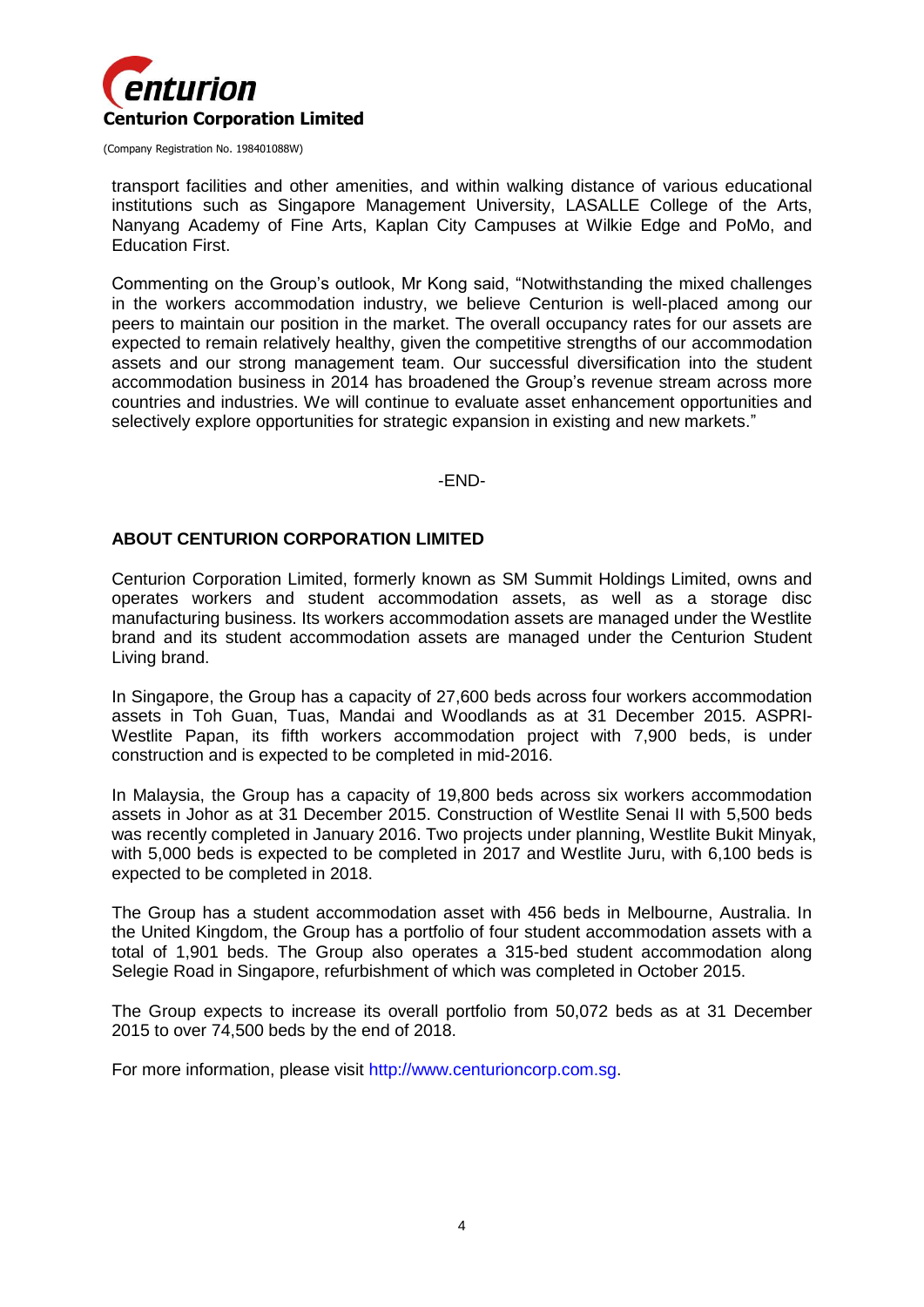transport facilities and other amenities, and within walking distance of various educational institutions such as Singapore Management University, LASALLE College of the Arts, Nanyang Academy of Fine Arts, Kaplan City Campuses at Wilkie Edge and PoMo, and Education First.

Commenting on the Group's outlook, Mr Kong said, "Notwithstanding the mixed challenges in the workers accommodation industry, we believe Centurion is well-placed among our peers to maintain our position in the market. The overall occupancy rates for our assets are expected to remain relatively healthy, given the competitive strengths of our accommodation assets and our strong management team. Our successful diversification into the student accommodation business in 2014 has broadened the Group's revenue stream across more countries and industries. We will continue to evaluate asset enhancement opportunities and selectively explore opportunities for strategic expansion in existing and new markets."

-END-

## ABOUT CENTURION CORPORATION LIMITED

Centurion Corporation Limited, formerly known as SM Summit Holdings Limited, owns and operates workers and student accommodation assets, as well as a storage disc manufacturing business. Its workers accommodation assets are managed under the Westlite brand and its student accommodation assets are managed under the Centurion Student Living brand.

In Singapore, the Group has a capacity of 27,600 beds across four workers accommodation assets in Toh Guan, Tuas, Mandai and Woodlands as at 31 December 2015. ASPRI-Westlite Papan, its fifth workers accommodation project with 7,900 beds, is under construction and is expected to be completed in mid-2016.

In Malaysia, the Group has a capacity of 19,800 beds across six workers accommodation assets in Johor as at 31 December 2015. Construction of Westlite Senai II with 5,500 beds was recently completed in January 2016. Two projects under planning, Westlite Bukit Minyak, with 5,000 beds is expected to be completed in 2017 and Westlite Juru, with 6,100 beds is expected to be completed in 2018.

The Group has a student accommodation asset with 456 beds in Melbourne, Australia. In the United Kingdom, the Group has a portfolio of four student accommodation assets with a total of 1,901 beds. The Group also operates a 315-bed student accommodation along Selegie Road in Singapore, refurbishment of which was completed in October 2015.

The Group expects to increase its overall portfolio from 50,072 beds as at 31 December 2015 to over 74,500 beds by the end of 2018.

For more information, please visit http://www.centurioncorp.com.sg.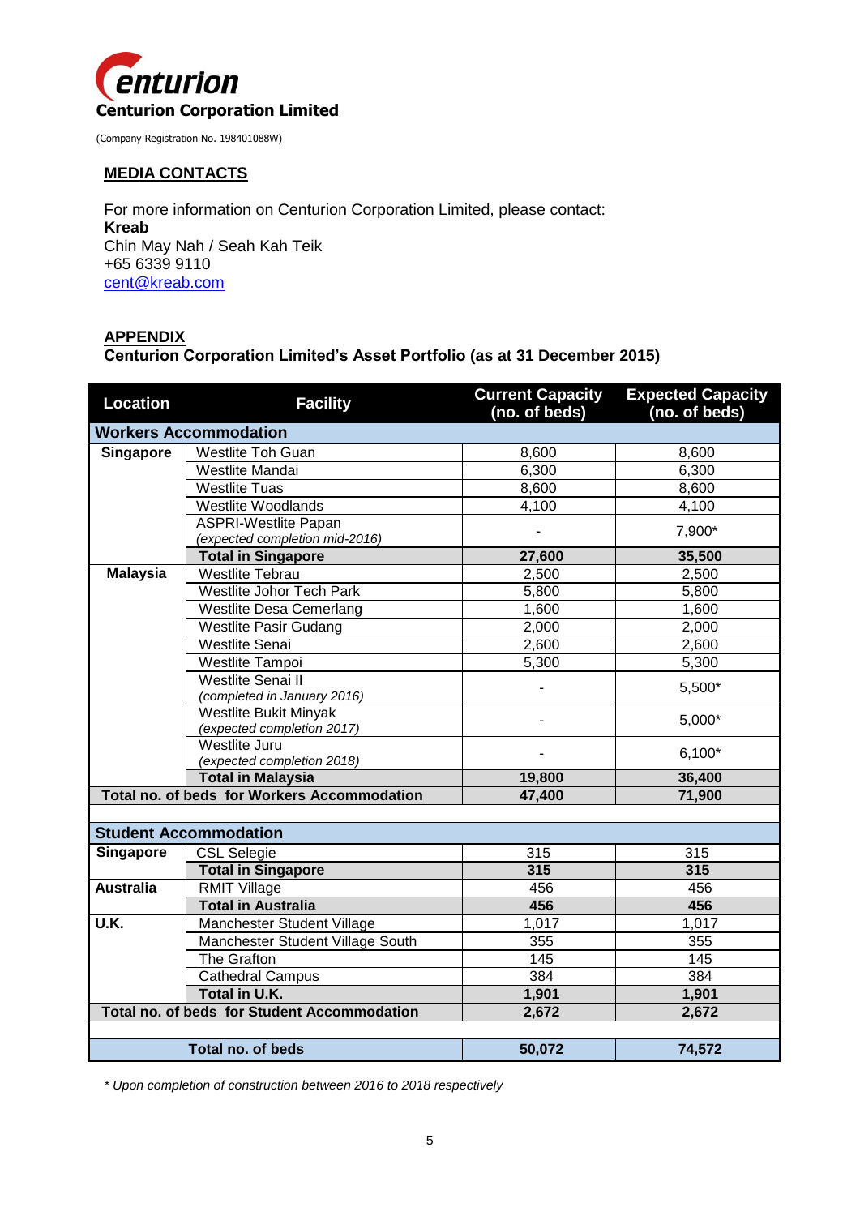**Centurion Corporation Limited**

(Company Registration No. 198401088W)

## MEDIA CONTACTS

For more information on Centurion Corporation Limited, please contact:
**Kreab**
Chin May Nah / Seah Kah Teik
+65 6339 9110
cent@kreab.com

## APPENDIX

**Centurion Corporation Limited's Asset Portfolio (as at 31 December 2015)**

| Location | Facility | Current Capacity (no. of beds) | Expected Capacity (no. of beds) |
|---|---|---|---|
| **Workers Accommodation** | | | |
| **Singapore** | Westlite Toh Guan | 8,600 | 8,600 |
| | Westlite Mandai | 6,300 | 6,300 |
| | Westlite Tuas | 8,600 | 8,600 |
| | Westlite Woodlands | 4,100 | 4,100 |
| | ASPRI-Westlite Papan *(expected completion mid-2016)* | - | 7,900* |
| | **Total in Singapore** | **27,600** | **35,500** |
| **Malaysia** | Westlite Tebrau | 2,500 | 2,500 |
| | Westlite Johor Tech Park | 5,800 | 5,800 |
| | Westlite Desa Cemerlang | 1,600 | 1,600 |
| | Westlite Pasir Gudang | 2,000 | 2,000 |
| | Westlite Senai | 2,600 | 2,600 |
| | Westlite Tampoi | 5,300 | 5,300 |
| | Westlite Senai II *(completed in January 2016)* | - | 5,500* |
| | Westlite Bukit Minyak *(expected completion 2017)* | - | 5,000* |
| | Westlite Juru *(expected completion 2018)* | - | 6,100* |
| | **Total in Malaysia** | **19,800** | **36,400** |
| **Total no. of beds for Workers Accommodation** | | **47,400** | **71,900** |
| | | | |
| **Student Accommodation** | | | |
| **Singapore** | CSL Selegie | 315 | 315 |
| | **Total in Singapore** | **315** | **315** |
| **Australia** | RMIT Village | 456 | 456 |
| | **Total in Australia** | **456** | **456** |
| **U.K.** | Manchester Student Village | 1,017 | 1,017 |
| | Manchester Student Village South | 355 | 355 |
| | The Grafton | 145 | 145 |
| | Cathedral Campus | 384 | 384 |
| | **Total in U.K.** | **1,901** | **1,901** |
| **Total no. of beds for Student Accommodation** | | **2,672** | **2,672** |
| | | | |
| **Total no. of beds** | | **50,072** | **74,572** |

*\* Upon completion of construction between 2016 to 2018 respectively*